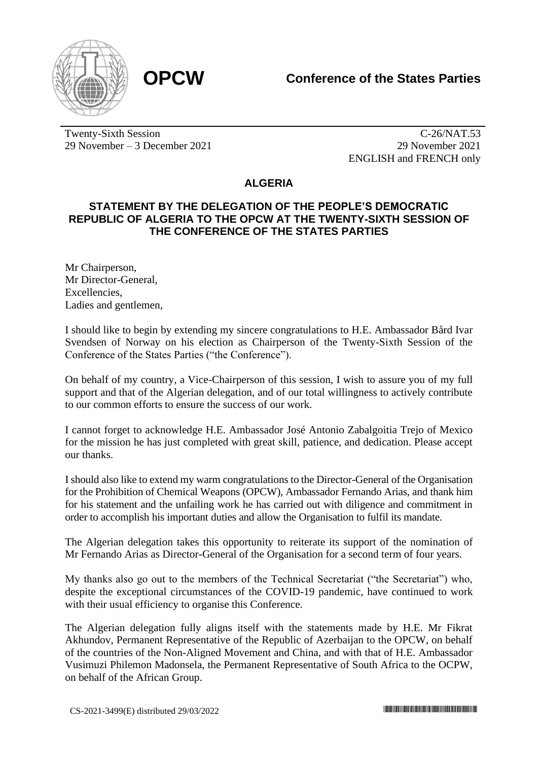**OPCW** | **Conference of the States Parties**

Twenty-Sixth Session
29 November – 3 December 2021

C-26/NAT.53
29 November 2021
ENGLISH and FRENCH only

# ALGERIA

## STATEMENT BY THE DELEGATION OF THE PEOPLE'S DEMOCRATIC REPUBLIC OF ALGERIA TO THE OPCW AT THE TWENTY-SIXTH SESSION OF THE CONFERENCE OF THE STATES PARTIES

Mr Chairperson,
Mr Director-General,
Excellencies,
Ladies and gentlemen,

I should like to begin by extending my sincere congratulations to H.E. Ambassador Bård Ivar Svendsen of Norway on his election as Chairperson of the Twenty-Sixth Session of the Conference of the States Parties ("the Conference").

On behalf of my country, a Vice-Chairperson of this session, I wish to assure you of my full support and that of the Algerian delegation, and of our total willingness to actively contribute to our common efforts to ensure the success of our work.

I cannot forget to acknowledge H.E. Ambassador José Antonio Zabalgoitia Trejo of Mexico for the mission he has just completed with great skill, patience, and dedication. Please accept our thanks.

I should also like to extend my warm congratulations to the Director-General of the Organisation for the Prohibition of Chemical Weapons (OPCW), Ambassador Fernando Arias, and thank him for his statement and the unfailing work he has carried out with diligence and commitment in order to accomplish his important duties and allow the Organisation to fulfil its mandate.

The Algerian delegation takes this opportunity to reiterate its support of the nomination of Mr Fernando Arias as Director-General of the Organisation for a second term of four years.

My thanks also go out to the members of the Technical Secretariat ("the Secretariat") who, despite the exceptional circumstances of the COVID-19 pandemic, have continued to work with their usual efficiency to organise this Conference.

The Algerian delegation fully aligns itself with the statements made by H.E. Mr Fikrat Akhundov, Permanent Representative of the Republic of Azerbaijan to the OPCW, on behalf of the countries of the Non-Aligned Movement and China, and with that of H.E. Ambassador Vusimuzi Philemon Madonsela, the Permanent Representative of South Africa to the OCPW, on behalf of the African Group.

CS-2021-3499(E) distributed 29/03/2022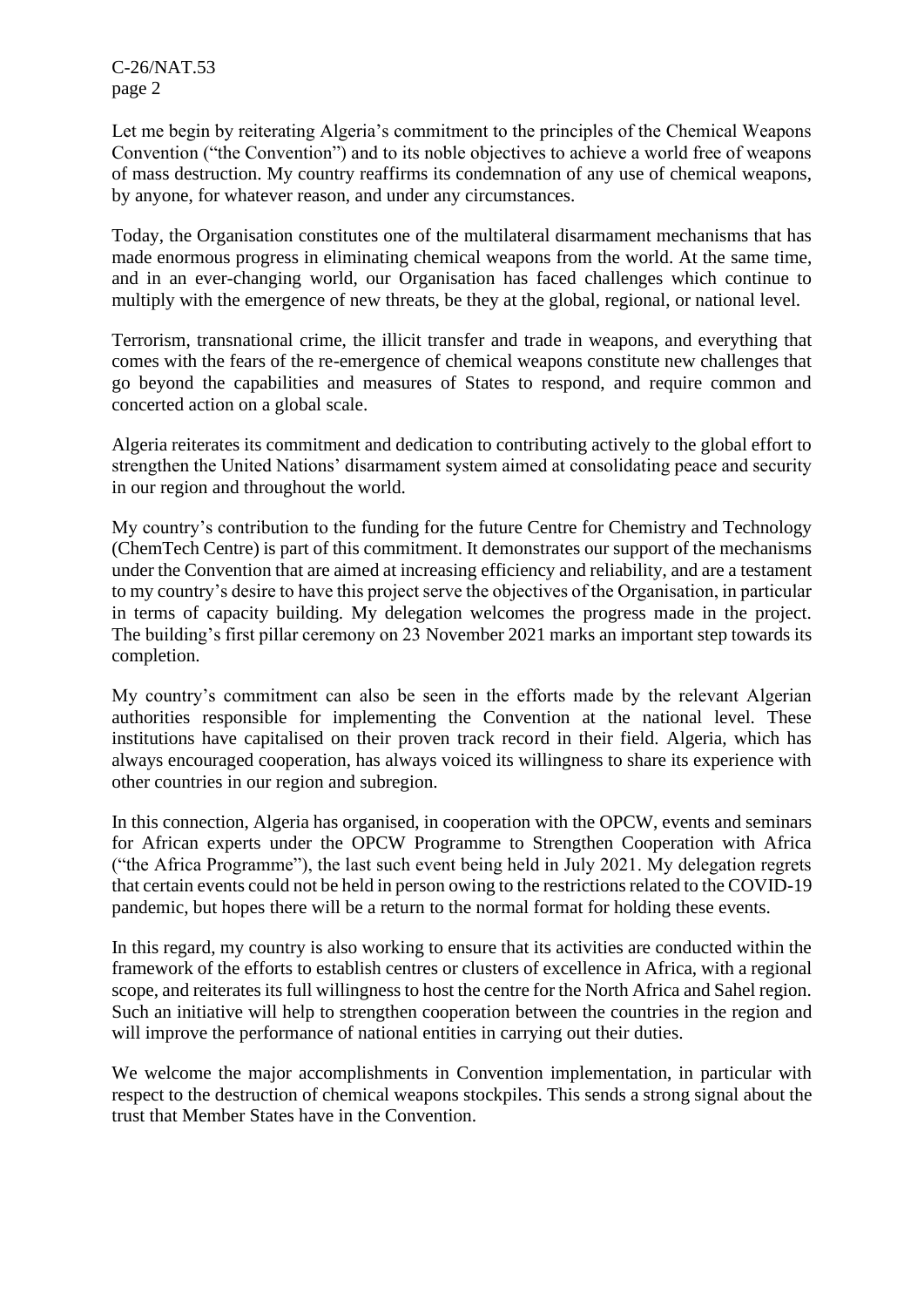Let me begin by reiterating Algeria's commitment to the principles of the Chemical Weapons Convention ("the Convention") and to its noble objectives to achieve a world free of weapons of mass destruction. My country reaffirms its condemnation of any use of chemical weapons, by anyone, for whatever reason, and under any circumstances.

Today, the Organisation constitutes one of the multilateral disarmament mechanisms that has made enormous progress in eliminating chemical weapons from the world. At the same time, and in an ever-changing world, our Organisation has faced challenges which continue to multiply with the emergence of new threats, be they at the global, regional, or national level.

Terrorism, transnational crime, the illicit transfer and trade in weapons, and everything that comes with the fears of the re-emergence of chemical weapons constitute new challenges that go beyond the capabilities and measures of States to respond, and require common and concerted action on a global scale.

Algeria reiterates its commitment and dedication to contributing actively to the global effort to strengthen the United Nations' disarmament system aimed at consolidating peace and security in our region and throughout the world.

My country's contribution to the funding for the future Centre for Chemistry and Technology (ChemTech Centre) is part of this commitment. It demonstrates our support of the mechanisms under the Convention that are aimed at increasing efficiency and reliability, and are a testament to my country's desire to have this project serve the objectives of the Organisation, in particular in terms of capacity building. My delegation welcomes the progress made in the project. The building's first pillar ceremony on 23 November 2021 marks an important step towards its completion.

My country's commitment can also be seen in the efforts made by the relevant Algerian authorities responsible for implementing the Convention at the national level. These institutions have capitalised on their proven track record in their field. Algeria, which has always encouraged cooperation, has always voiced its willingness to share its experience with other countries in our region and subregion.

In this connection, Algeria has organised, in cooperation with the OPCW, events and seminars for African experts under the OPCW Programme to Strengthen Cooperation with Africa ("the Africa Programme"), the last such event being held in July 2021. My delegation regrets that certain events could not be held in person owing to the restrictions related to the COVID-19 pandemic, but hopes there will be a return to the normal format for holding these events.

In this regard, my country is also working to ensure that its activities are conducted within the framework of the efforts to establish centres or clusters of excellence in Africa, with a regional scope, and reiterates its full willingness to host the centre for the North Africa and Sahel region. Such an initiative will help to strengthen cooperation between the countries in the region and will improve the performance of national entities in carrying out their duties.

We welcome the major accomplishments in Convention implementation, in particular with respect to the destruction of chemical weapons stockpiles. This sends a strong signal about the trust that Member States have in the Convention.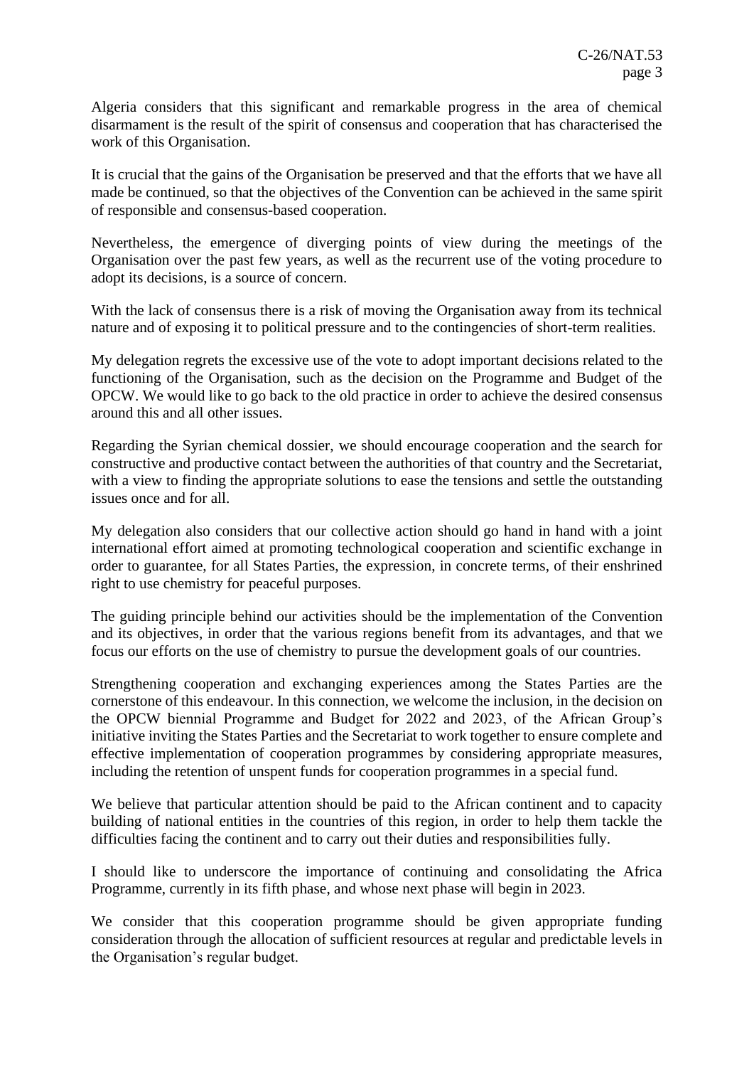Algeria considers that this significant and remarkable progress in the area of chemical disarmament is the result of the spirit of consensus and cooperation that has characterised the work of this Organisation.

It is crucial that the gains of the Organisation be preserved and that the efforts that we have all made be continued, so that the objectives of the Convention can be achieved in the same spirit of responsible and consensus-based cooperation.

Nevertheless, the emergence of diverging points of view during the meetings of the Organisation over the past few years, as well as the recurrent use of the voting procedure to adopt its decisions, is a source of concern.

With the lack of consensus there is a risk of moving the Organisation away from its technical nature and of exposing it to political pressure and to the contingencies of short-term realities.

My delegation regrets the excessive use of the vote to adopt important decisions related to the functioning of the Organisation, such as the decision on the Programme and Budget of the OPCW. We would like to go back to the old practice in order to achieve the desired consensus around this and all other issues.

Regarding the Syrian chemical dossier, we should encourage cooperation and the search for constructive and productive contact between the authorities of that country and the Secretariat, with a view to finding the appropriate solutions to ease the tensions and settle the outstanding issues once and for all.

My delegation also considers that our collective action should go hand in hand with a joint international effort aimed at promoting technological cooperation and scientific exchange in order to guarantee, for all States Parties, the expression, in concrete terms, of their enshrined right to use chemistry for peaceful purposes.

The guiding principle behind our activities should be the implementation of the Convention and its objectives, in order that the various regions benefit from its advantages, and that we focus our efforts on the use of chemistry to pursue the development goals of our countries.

Strengthening cooperation and exchanging experiences among the States Parties are the cornerstone of this endeavour. In this connection, we welcome the inclusion, in the decision on the OPCW biennial Programme and Budget for 2022 and 2023, of the African Group's initiative inviting the States Parties and the Secretariat to work together to ensure complete and effective implementation of cooperation programmes by considering appropriate measures, including the retention of unspent funds for cooperation programmes in a special fund.

We believe that particular attention should be paid to the African continent and to capacity building of national entities in the countries of this region, in order to help them tackle the difficulties facing the continent and to carry out their duties and responsibilities fully.

I should like to underscore the importance of continuing and consolidating the Africa Programme, currently in its fifth phase, and whose next phase will begin in 2023.

We consider that this cooperation programme should be given appropriate funding consideration through the allocation of sufficient resources at regular and predictable levels in the Organisation's regular budget.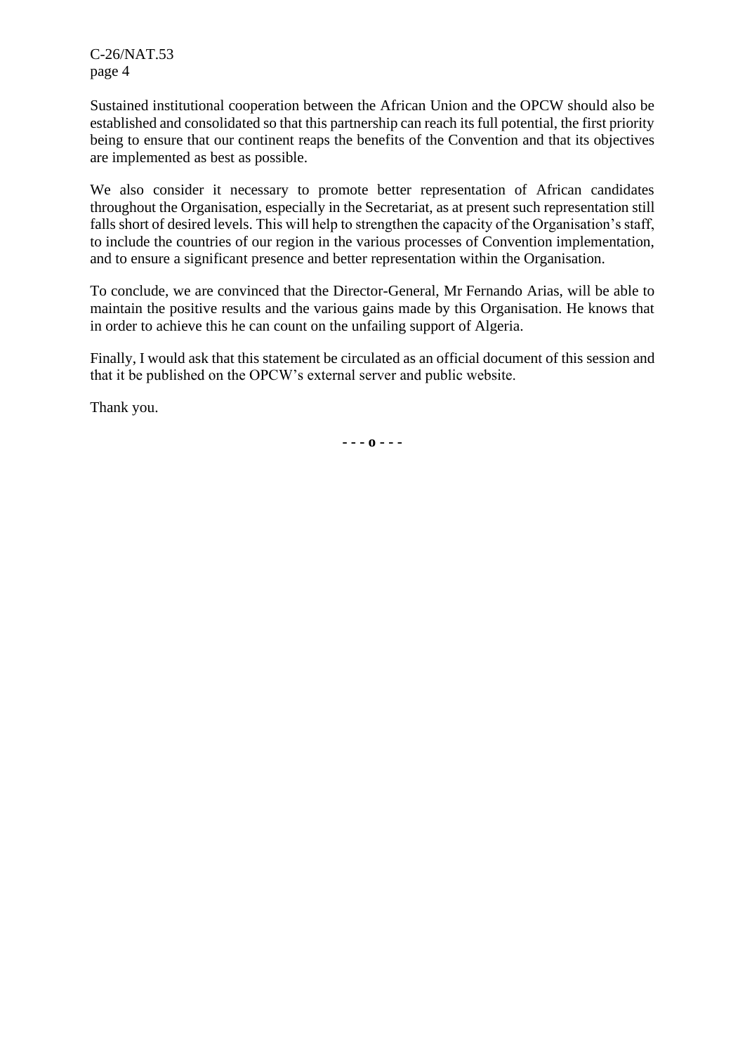Sustained institutional cooperation between the African Union and the OPCW should also be established and consolidated so that this partnership can reach its full potential, the first priority being to ensure that our continent reaps the benefits of the Convention and that its objectives are implemented as best as possible.

We also consider it necessary to promote better representation of African candidates throughout the Organisation, especially in the Secretariat, as at present such representation still falls short of desired levels. This will help to strengthen the capacity of the Organisation's staff, to include the countries of our region in the various processes of Convention implementation, and to ensure a significant presence and better representation within the Organisation.

To conclude, we are convinced that the Director-General, Mr Fernando Arias, will be able to maintain the positive results and the various gains made by this Organisation. He knows that in order to achieve this he can count on the unfailing support of Algeria.

Finally, I would ask that this statement be circulated as an official document of this session and that it be published on the OPCW's external server and public website.

Thank you.

**- - - o - - -**